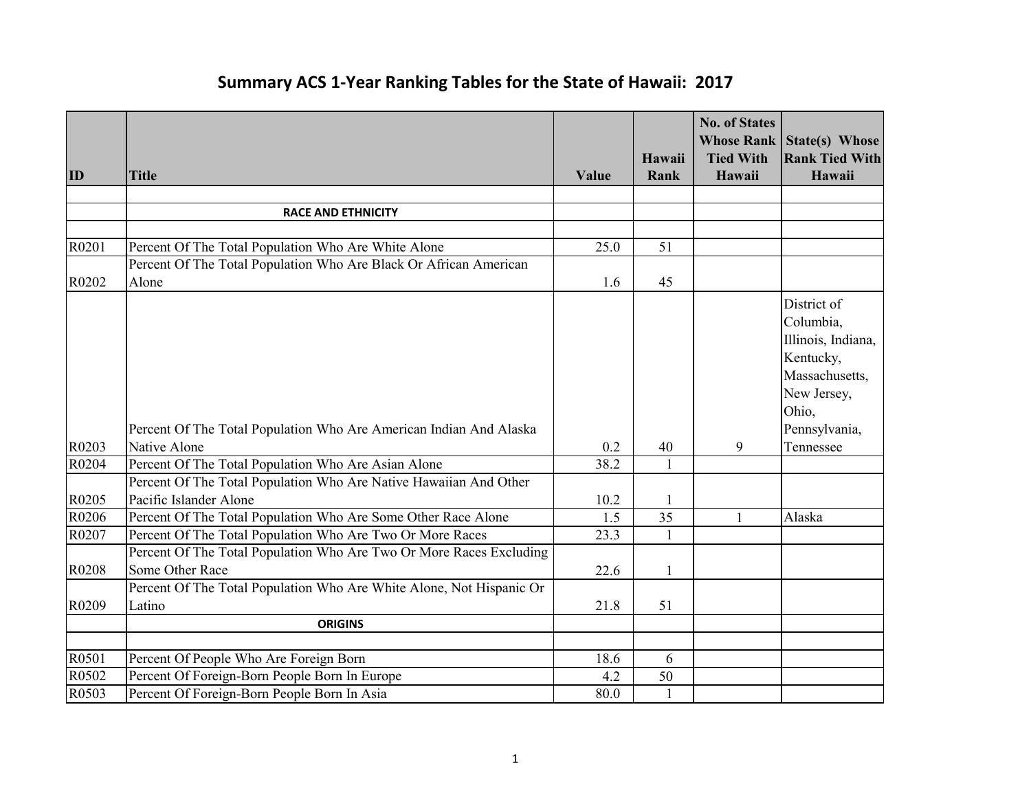# Summary ACS 1-Year Ranking Tables for the State of Hawaii: 2017

| ID | Title | Value | Hawaii Rank | No. of States Whose Rank Tied With Hawaii | State(s) Whose Rank Tied With Hawaii |
|---|---|---|---|---|---|
| | | | | | |
| | **RACE AND ETHNICITY** | | | | |
| | | | | | |
| R0201 | Percent Of The Total Population Who Are White Alone | 25.0 | 51 | | |
| R0202 | Percent Of The Total Population Who Are Black Or African American Alone | 1.6 | 45 | | |
| R0203 | Percent Of The Total Population Who Are American Indian And Alaska Native Alone | 0.2 | 40 | 9 | District of Columbia, Illinois, Indiana, Kentucky, Massachusetts, New Jersey, Ohio, Pennsylvania, Tennessee |
| R0204 | Percent Of The Total Population Who Are Asian Alone | 38.2 | 1 | | |
| R0205 | Percent Of The Total Population Who Are Native Hawaiian And Other Pacific Islander Alone | 10.2 | 1 | | |
| R0206 | Percent Of The Total Population Who Are Some Other Race Alone | 1.5 | 35 | 1 | Alaska |
| R0207 | Percent Of The Total Population Who Are Two Or More Races | 23.3 | 1 | | |
| R0208 | Percent Of The Total Population Who Are Two Or More Races Excluding Some Other Race | 22.6 | 1 | | |
| R0209 | Percent Of The Total Population Who Are White Alone, Not Hispanic Or Latino | 21.8 | 51 | | |
| | **ORIGINS** | | | | |
| | | | | | |
| R0501 | Percent Of People Who Are Foreign Born | 18.6 | 6 | | |
| R0502 | Percent Of Foreign-Born People Born In Europe | 4.2 | 50 | | |
| R0503 | Percent Of Foreign-Born People Born In Asia | 80.0 | 1 | | |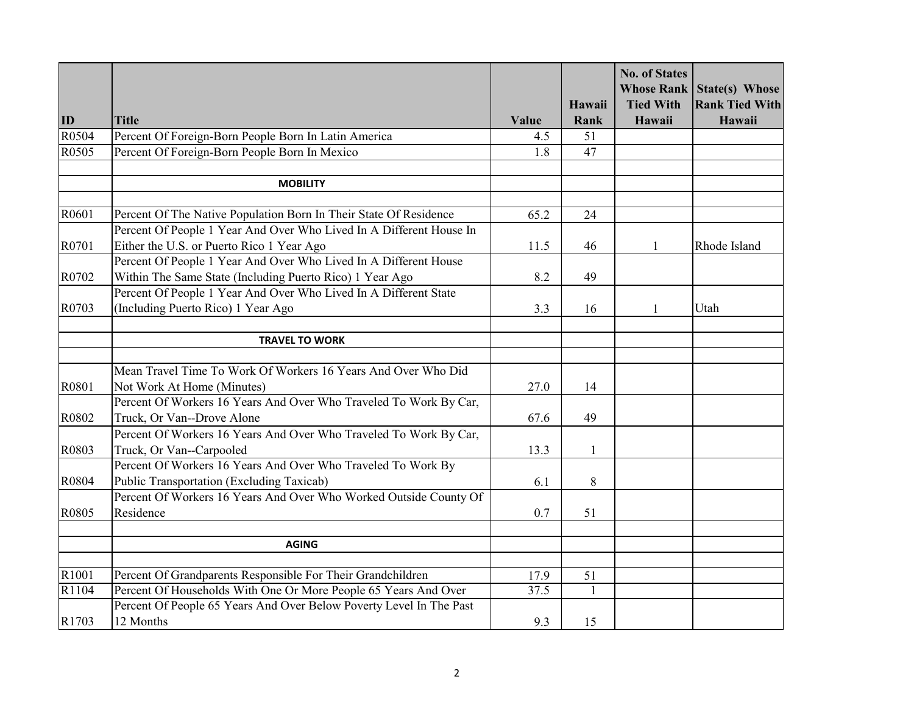| ID | Title | Value | Hawaii Rank | No. of States Whose Rank Tied With Hawaii | State(s) Whose Rank Tied With Hawaii |
|---|---|---|---|---|---|
| R0504 | Percent Of Foreign-Born People Born In Latin America | 4.5 | 51 | | |
| R0505 | Percent Of Foreign-Born People Born In Mexico | 1.8 | 47 | | |
| | | | | | |
| | **MOBILITY** | | | | |
| | | | | | |
| R0601 | Percent Of The Native Population Born In Their State Of Residence | 65.2 | 24 | | |
| R0701 | Percent Of People 1 Year And Over Who Lived In A Different House In Either the U.S. or Puerto Rico 1 Year Ago | 11.5 | 46 | 1 | Rhode Island |
| R0702 | Percent Of People 1 Year And Over Who Lived In A Different House Within The Same State (Including Puerto Rico) 1 Year Ago | 8.2 | 49 | | |
| R0703 | Percent Of People 1 Year And Over Who Lived In A Different State (Including Puerto Rico) 1 Year Ago | 3.3 | 16 | 1 | Utah |
| | | | | | |
| | **TRAVEL TO WORK** | | | | |
| | | | | | |
| R0801 | Mean Travel Time To Work Of Workers 16 Years And Over Who Did Not Work At Home (Minutes) | 27.0 | 14 | | |
| R0802 | Percent Of Workers 16 Years And Over Who Traveled To Work By Car, Truck, Or Van--Drove Alone | 67.6 | 49 | | |
| R0803 | Percent Of Workers 16 Years And Over Who Traveled To Work By Car, Truck, Or Van--Carpooled | 13.3 | 1 | | |
| R0804 | Percent Of Workers 16 Years And Over Who Traveled To Work By Public Transportation (Excluding Taxicab) | 6.1 | 8 | | |
| R0805 | Percent Of Workers 16 Years And Over Who Worked Outside County Of Residence | 0.7 | 51 | | |
| | | | | | |
| | **AGING** | | | | |
| | | | | | |
| R1001 | Percent Of Grandparents Responsible For Their Grandchildren | 17.9 | 51 | | |
| R1104 | Percent Of Households With One Or More People 65 Years And Over | 37.5 | 1 | | |
| R1703 | Percent Of People 65 Years And Over Below Poverty Level In The Past 12 Months | 9.3 | 15 | | |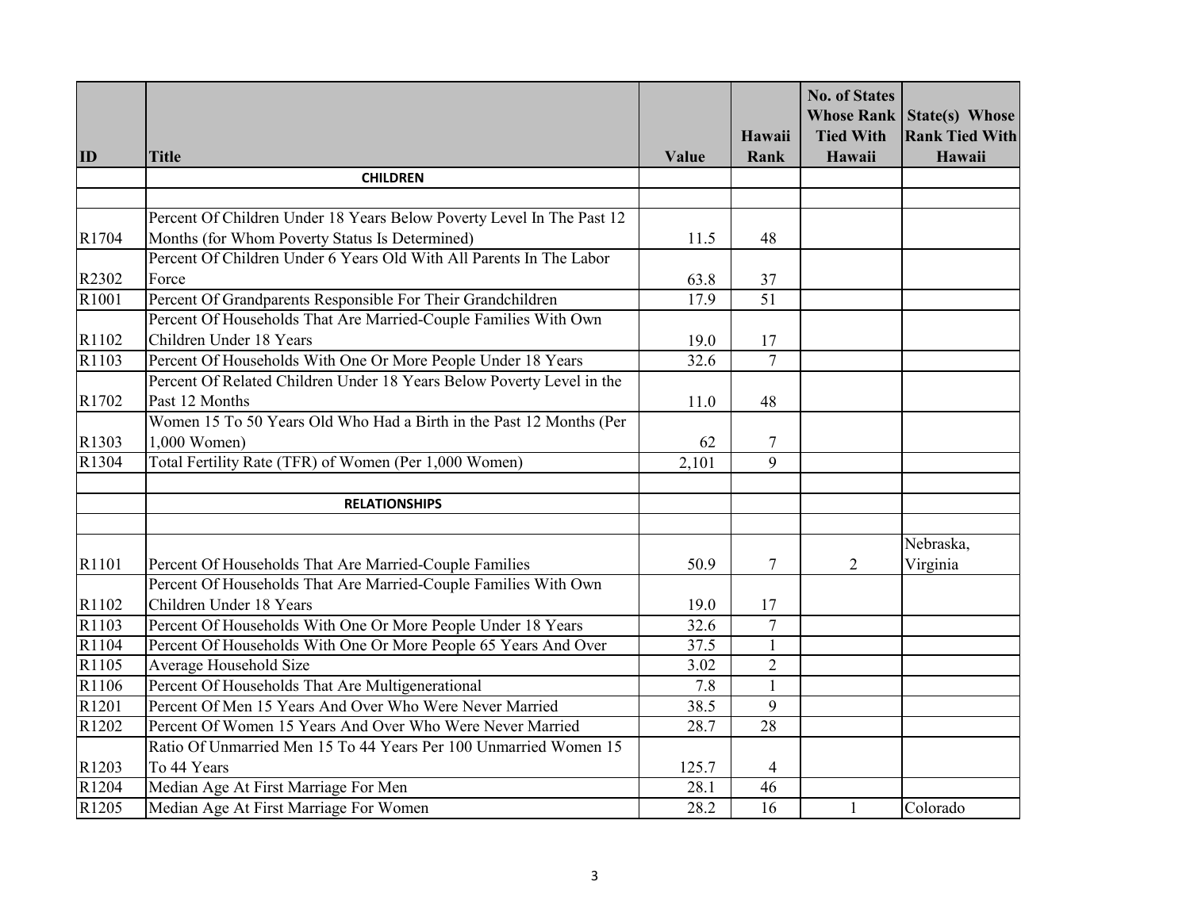| ID | Title | Value | Hawaii Rank | No. of States Whose Rank Tied With Hawaii | State(s) Whose Rank Tied With Hawaii |
|---|---|---|---|---|---|
| | **CHILDREN** | | | | |
| | | | | | |
| R1704 | Percent Of Children Under 18 Years Below Poverty Level In The Past 12 Months (for Whom Poverty Status Is Determined) | 11.5 | 48 | | |
| R2302 | Percent Of Children Under 6 Years Old With All Parents In The Labor Force | 63.8 | 37 | | |
| R1001 | Percent Of Grandparents Responsible For Their Grandchildren | 17.9 | 51 | | |
| R1102 | Percent Of Households That Are Married-Couple Families With Own Children Under 18 Years | 19.0 | 17 | | |
| R1103 | Percent Of Households With One Or More People Under 18 Years | 32.6 | 7 | | |
| R1702 | Percent Of Related Children Under 18 Years Below Poverty Level in the Past 12 Months | 11.0 | 48 | | |
| R1303 | Women 15 To 50 Years Old Who Had a Birth in the Past 12 Months (Per 1,000 Women) | 62 | 7 | | |
| R1304 | Total Fertility Rate (TFR) of Women (Per 1,000 Women) | 2,101 | 9 | | |
| | | | | | |
| | **RELATIONSHIPS** | | | | |
| | | | | | |
| R1101 | Percent Of Households That Are Married-Couple Families | 50.9 | 7 | 2 | Nebraska, Virginia |
| R1102 | Percent Of Households That Are Married-Couple Families With Own Children Under 18 Years | 19.0 | 17 | | |
| R1103 | Percent Of Households With One Or More People Under 18 Years | 32.6 | 7 | | |
| R1104 | Percent Of Households With One Or More People 65 Years And Over | 37.5 | 1 | | |
| R1105 | Average Household Size | 3.02 | 2 | | |
| R1106 | Percent Of Households That Are Multigenerational | 7.8 | 1 | | |
| R1201 | Percent Of Men 15 Years And Over Who Were Never Married | 38.5 | 9 | | |
| R1202 | Percent Of Women 15 Years And Over Who Were Never Married | 28.7 | 28 | | |
| R1203 | Ratio Of Unmarried Men 15 To 44 Years Per 100 Unmarried Women 15 To 44 Years | 125.7 | 4 | | |
| R1204 | Median Age At First Marriage For Men | 28.1 | 46 | | |
| R1205 | Median Age At First Marriage For Women | 28.2 | 16 | 1 | Colorado |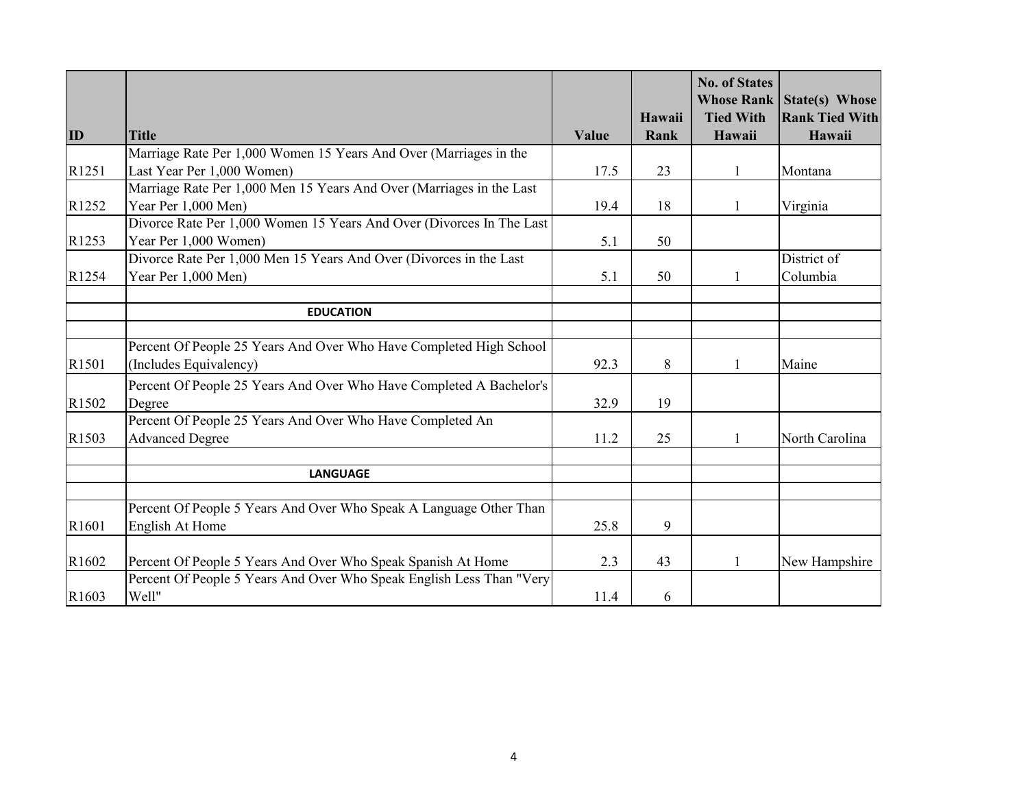| ID | Title | Value | Hawaii Rank | No. of States Whose Rank Tied With Hawaii | State(s) Whose Rank Tied With Hawaii |
|---|---|---|---|---|---|
| R1251 | Marriage Rate Per 1,000 Women 15 Years And Over (Marriages in the Last Year Per 1,000 Women) | 17.5 | 23 | 1 | Montana |
| R1252 | Marriage Rate Per 1,000 Men 15 Years And Over (Marriages in the Last Year Per 1,000 Men) | 19.4 | 18 | 1 | Virginia |
| R1253 | Divorce Rate Per 1,000 Women 15 Years And Over (Divorces In The Last Year Per 1,000 Women) | 5.1 | 50 | | |
| R1254 | Divorce Rate Per 1,000 Men 15 Years And Over (Divorces in the Last Year Per 1,000 Men) | 5.1 | 50 | 1 | District of Columbia |
| | | | | | |
| | **EDUCATION** | | | | |
| | | | | | |
| R1501 | Percent Of People 25 Years And Over Who Have Completed High School (Includes Equivalency) | 92.3 | 8 | 1 | Maine |
| R1502 | Percent Of People 25 Years And Over Who Have Completed A Bachelor's Degree | 32.9 | 19 | | |
| R1503 | Percent Of People 25 Years And Over Who Have Completed An Advanced Degree | 11.2 | 25 | 1 | North Carolina |
| | | | | | |
| | **LANGUAGE** | | | | |
| | | | | | |
| R1601 | Percent Of People 5 Years And Over Who Speak A Language Other Than English At Home | 25.8 | 9 | | |
| R1602 | Percent Of People 5 Years And Over Who Speak Spanish At Home | 2.3 | 43 | 1 | New Hampshire |
| R1603 | Percent Of People 5 Years And Over Who Speak English Less Than "Very Well" | 11.4 | 6 | | |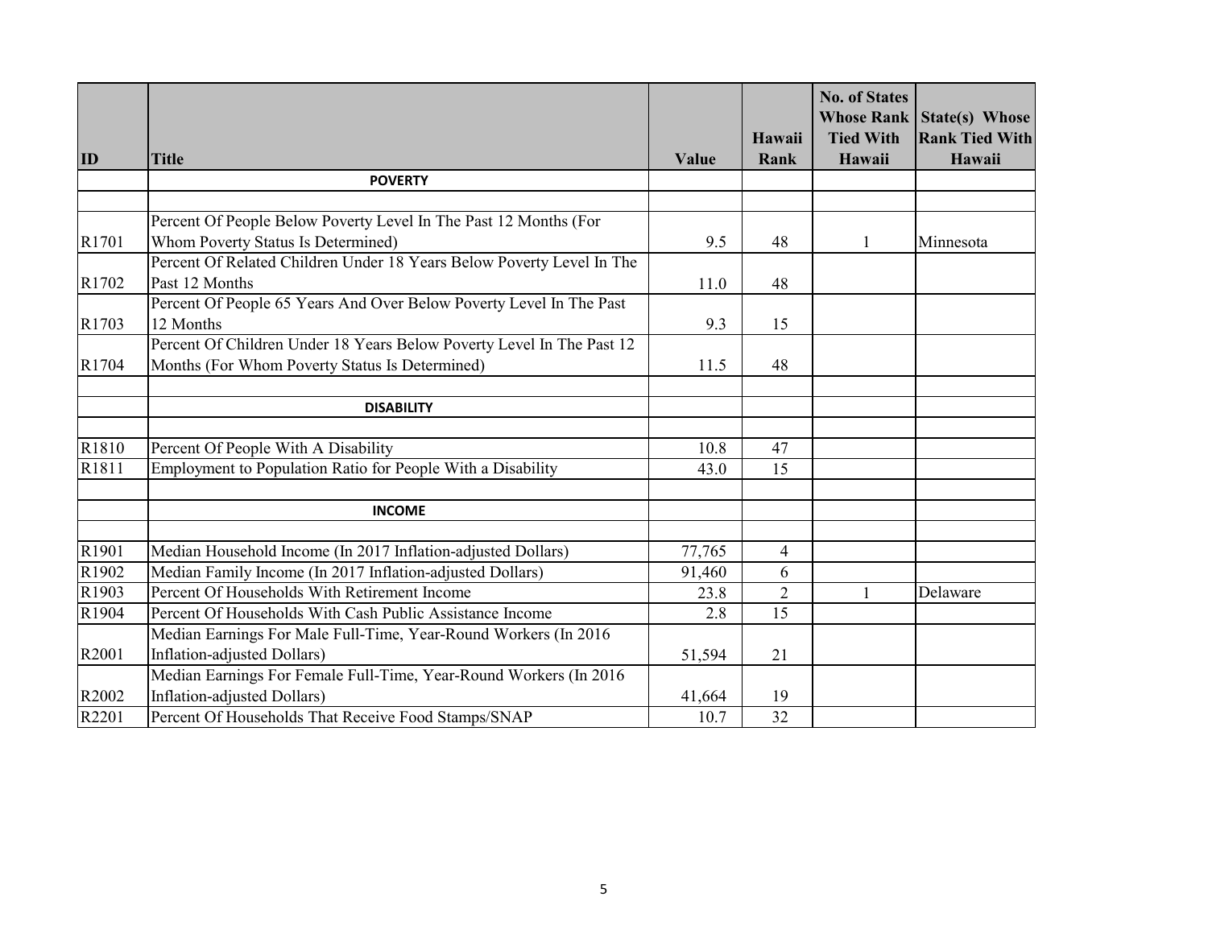| ID | Title | Value | Hawaii Rank | No. of States Whose Rank Tied With Hawaii | State(s) Whose Rank Tied With Hawaii |
|---|---|---|---|---|---|
| | **POVERTY** | | | | |
| | | | | | |
| R1701 | Percent Of People Below Poverty Level In The Past 12 Months (For Whom Poverty Status Is Determined) | 9.5 | 48 | 1 | Minnesota |
| R1702 | Percent Of Related Children Under 18 Years Below Poverty Level In The Past 12 Months | 11.0 | 48 | | |
| R1703 | Percent Of People 65 Years And Over Below Poverty Level In The Past 12 Months | 9.3 | 15 | | |
| R1704 | Percent Of Children Under 18 Years Below Poverty Level In The Past 12 Months (For Whom Poverty Status Is Determined) | 11.5 | 48 | | |
| | | | | | |
| | **DISABILITY** | | | | |
| | | | | | |
| R1810 | Percent Of People With A Disability | 10.8 | 47 | | |
| R1811 | Employment to Population Ratio for People With a Disability | 43.0 | 15 | | |
| | | | | | |
| | **INCOME** | | | | |
| | | | | | |
| R1901 | Median Household Income (In 2017 Inflation-adjusted Dollars) | 77,765 | 4 | | |
| R1902 | Median Family Income (In 2017 Inflation-adjusted Dollars) | 91,460 | 6 | | |
| R1903 | Percent Of Households With Retirement Income | 23.8 | 2 | 1 | Delaware |
| R1904 | Percent Of Households With Cash Public Assistance Income | 2.8 | 15 | | |
| R2001 | Median Earnings For Male Full-Time, Year-Round Workers (In 2016 Inflation-adjusted Dollars) | 51,594 | 21 | | |
| R2002 | Median Earnings For Female Full-Time, Year-Round Workers (In 2016 Inflation-adjusted Dollars) | 41,664 | 19 | | |
| R2201 | Percent Of Households That Receive Food Stamps/SNAP | 10.7 | 32 | | |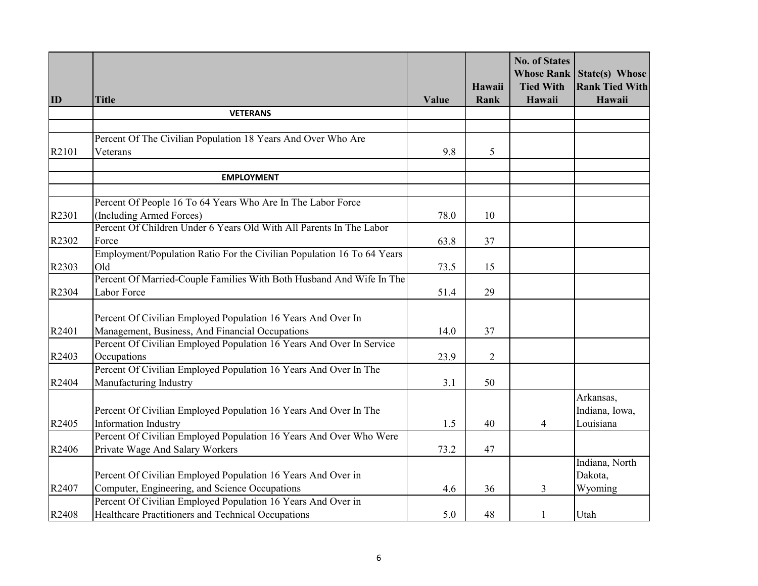| ID | Title | Value | Hawaii Rank | No. of States Whose Rank Tied With Hawaii | State(s) Whose Rank Tied With Hawaii |
|---|---|---|---|---|---|
| | **VETERANS** | | | | |
| | | | | | |
| R2101 | Percent Of The Civilian Population 18 Years And Over Who Are Veterans | 9.8 | 5 | | |
| | | | | | |
| | **EMPLOYMENT** | | | | |
| | | | | | |
| R2301 | Percent Of People 16 To 64 Years Who Are In The Labor Force (Including Armed Forces) | 78.0 | 10 | | |
| R2302 | Percent Of Children Under 6 Years Old With All Parents In The Labor Force | 63.8 | 37 | | |
| R2303 | Employment/Population Ratio For the Civilian Population 16 To 64 Years Old | 73.5 | 15 | | |
| R2304 | Percent Of Married-Couple Families With Both Husband And Wife In The Labor Force | 51.4 | 29 | | |
| R2401 | Percent Of Civilian Employed Population 16 Years And Over In Management, Business, And Financial Occupations | 14.0 | 37 | | |
| R2403 | Percent Of Civilian Employed Population 16 Years And Over In Service Occupations | 23.9 | 2 | | |
| R2404 | Percent Of Civilian Employed Population 16 Years And Over In The Manufacturing Industry | 3.1 | 50 | | |
| R2405 | Percent Of Civilian Employed Population 16 Years And Over In The Information Industry | 1.5 | 40 | 4 | Arkansas, Indiana, Iowa, Louisiana |
| R2406 | Percent Of Civilian Employed Population 16 Years And Over Who Were Private Wage And Salary Workers | 73.2 | 47 | | |
| R2407 | Percent Of Civilian Employed Population 16 Years And Over in Computer, Engineering, and Science Occupations | 4.6 | 36 | 3 | Indiana, North Dakota, Wyoming |
| R2408 | Percent Of Civilian Employed Population 16 Years And Over in Healthcare Practitioners and Technical Occupations | 5.0 | 48 | 1 | Utah |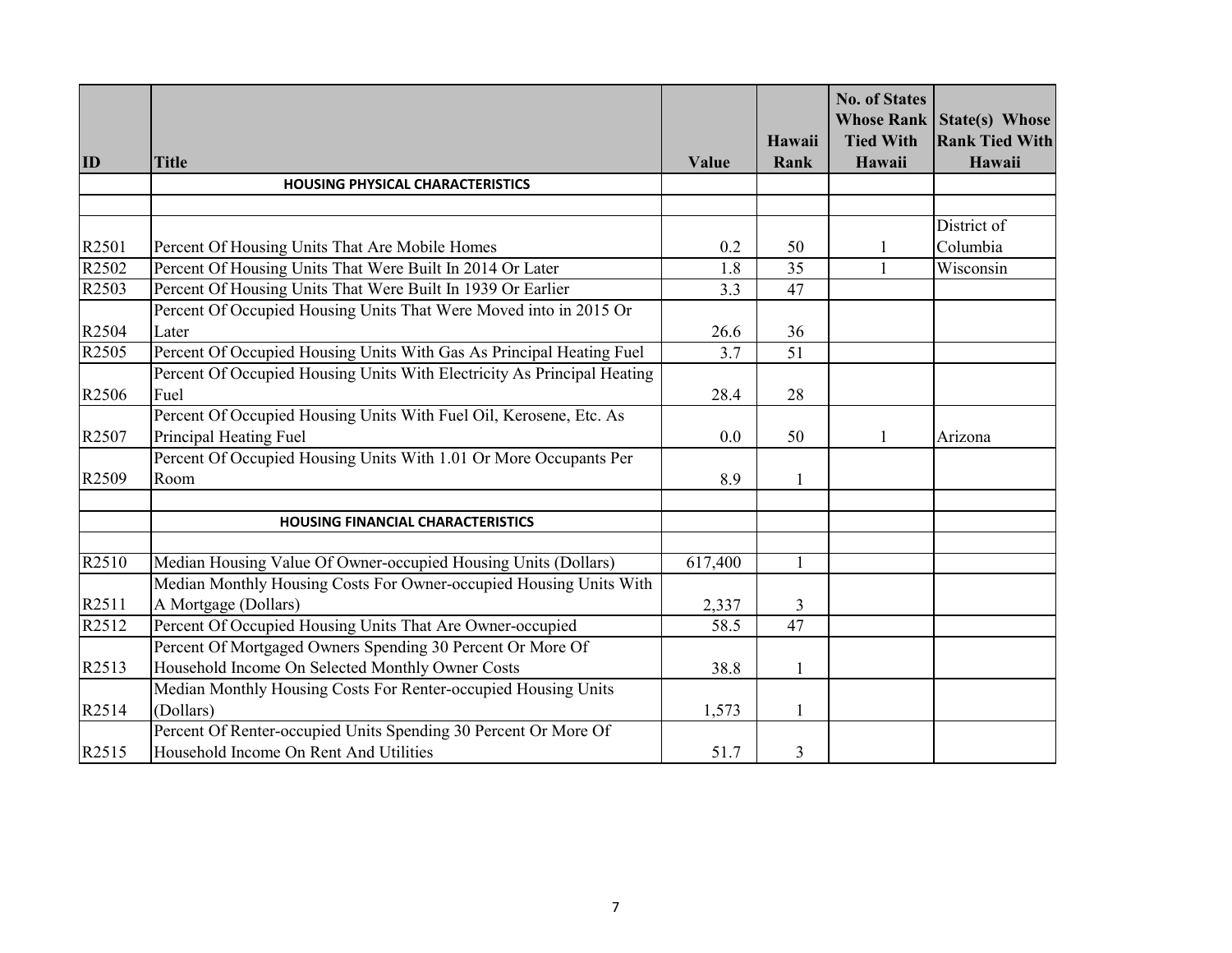| ID | Title | Value | Hawaii Rank | No. of States Whose Rank Tied With Hawaii | State(s) Whose Rank Tied With Hawaii |
|---|---|---|---|---|---|
| | **HOUSING PHYSICAL CHARACTERISTICS** | | | | |
| | | | | | |
| R2501 | Percent Of Housing Units That Are Mobile Homes | 0.2 | 50 | 1 | District of Columbia |
| R2502 | Percent Of Housing Units That Were Built In 2014 Or Later | 1.8 | 35 | 1 | Wisconsin |
| R2503 | Percent Of Housing Units That Were Built In 1939 Or Earlier | 3.3 | 47 | | |
| R2504 | Percent Of Occupied Housing Units That Were Moved into in 2015 Or Later | 26.6 | 36 | | |
| R2505 | Percent Of Occupied Housing Units With Gas As Principal Heating Fuel | 3.7 | 51 | | |
| R2506 | Percent Of Occupied Housing Units With Electricity As Principal Heating Fuel | 28.4 | 28 | | |
| R2507 | Percent Of Occupied Housing Units With Fuel Oil, Kerosene, Etc. As Principal Heating Fuel | 0.0 | 50 | 1 | Arizona |
| R2509 | Percent Of Occupied Housing Units With 1.01 Or More Occupants Per Room | 8.9 | 1 | | |
| | | | | | |
| | **HOUSING FINANCIAL CHARACTERISTICS** | | | | |
| | | | | | |
| R2510 | Median Housing Value Of Owner-occupied Housing Units (Dollars) | 617,400 | 1 | | |
| R2511 | Median Monthly Housing Costs For Owner-occupied Housing Units With A Mortgage (Dollars) | 2,337 | 3 | | |
| R2512 | Percent Of Occupied Housing Units That Are Owner-occupied | 58.5 | 47 | | |
| R2513 | Percent Of Mortgaged Owners Spending 30 Percent Or More Of Household Income On Selected Monthly Owner Costs | 38.8 | 1 | | |
| R2514 | Median Monthly Housing Costs For Renter-occupied Housing Units (Dollars) | 1,573 | 1 | | |
| R2515 | Percent Of Renter-occupied Units Spending 30 Percent Or More Of Household Income On Rent And Utilities | 51.7 | 3 | | |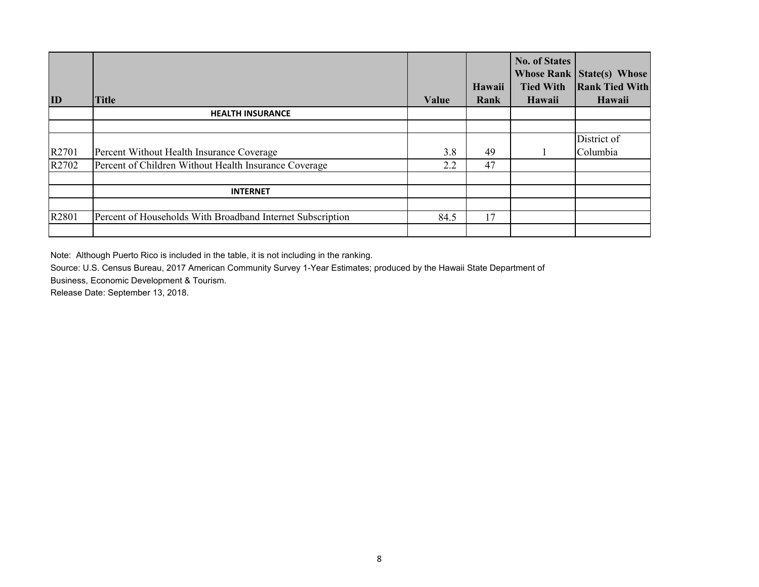| ID | Title | Value | Hawaii Rank | No. of States Whose Rank Tied With Hawaii | State(s) Whose Rank Tied With Hawaii |
|---|---|---|---|---|---|
| | **HEALTH INSURANCE** | | | | |
| | | | | | |
| R2701 | Percent Without Health Insurance Coverage | 3.8 | 49 | 1 | District of Columbia |
| R2702 | Percent of Children Without Health Insurance Coverage | 2.2 | 47 | | |
| | | | | | |
| | **INTERNET** | | | | |
| | | | | | |
| R2801 | Percent of Households With Broadband Internet Subscription | 84.5 | 17 | | |
| | | | | | |

Note: Although Puerto Rico is included in the table, it is not including in the ranking.

Source: U.S. Census Bureau, 2017 American Community Survey 1-Year Estimates; produced by the Hawaii State Department of Business, Economic Development & Tourism.

Release Date: September 13, 2018.